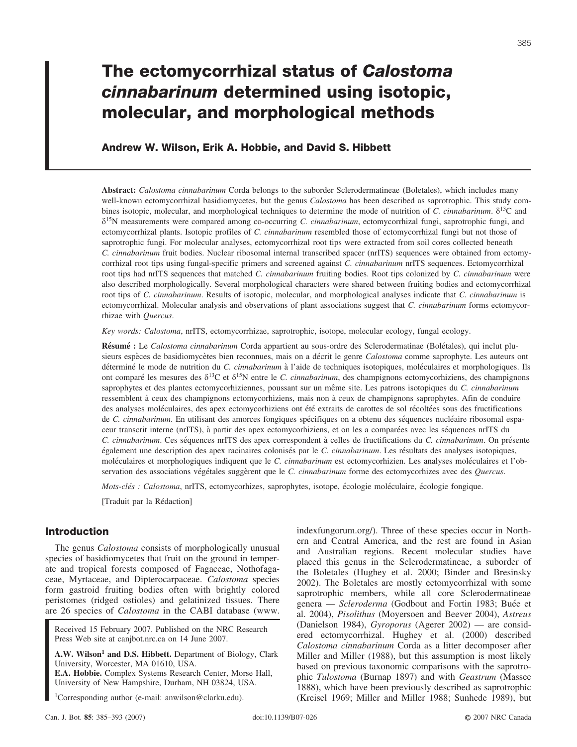# The ectomycorrhizal status of *Calostoma cinnabarinum* determined using isotopic, molecular, and morphological methods

**Andrew W. Wilson, Erik A. Hobbie, and David S. Hibbett**

**Abstract:** *Calostoma cinnabarinum* Corda belongs to the suborder Sclerodermatineae (Boletales), which includes many well-known ectomycorrhizal basidiomycetes, but the genus *Calostoma* has been described as saprotrophic. This study combines isotopic, molecular, and morphological techniques to determine the mode of nutrition of *C. cinnabarinum*. $\delta^{13}C$ and $\delta^{15}N$ measurements were compared among co-occurring *C. cinnabarinum*, ectomycorrhizal fungi, saprotrophic fungi, and ectomycorrhizal plants. Isotopic profiles of *C. cinnabarinum* resembled those of ectomycorrhizal fungi but not those of saprotrophic fungi. For molecular analyses, ectomycorrhizal root tips were extracted from soil cores collected beneath *C. cinnabarinum* fruit bodies. Nuclear ribosomal internal transcribed spacer (nrITS) sequences were obtained from ectomycorrhizal root tips using fungal-specific primers and screened against *C. cinnabarinum* nrITS sequences. Ectomycorrhizal root tips had nrITS sequences that matched *C. cinnabarinum* fruiting bodies. Root tips colonized by *C. cinnabarinum* were also described morphologically. Several morphological characters were shared between fruiting bodies and ectomycorrhizal root tips of *C. cinnabarinum*. Results of isotopic, molecular, and morphological analyses indicate that *C. cinnabarinum* is ectomycorrhizal. Molecular analysis and observations of plant associations suggest that *C. cinnabarinum* forms ectomycorrhizae with *Quercus*.

*Key words: Calostoma*, nrITS, ectomycorrhizae, saprotrophic, isotope, molecular ecology, fungal ecology.

**Résumé :** Le *Calostoma cinnabarinum* Corda appartient au sous-ordre des Sclerodermatinae (Bolétales), qui inclut plusieurs espèces de basidiomycètes bien reconnues, mais on a décrit le genre *Calostoma* comme saprophyte. Les auteurs ont déterminé le mode de nutrition du *C. cinnabarinum* à l'aide de techniques isotopiques, moléculaires et morphologiques. Ils ont comparé les mesures des $\delta^{13}C$ et $\delta^{15}N$ entre le *C. cinnabarinum*, des champignons ectomycorhiziens, des champignons saprophytes et des plantes ectomycorhiziennes, poussant sur un même site. Les patrons isotopiques du *C. cinnabarinum* ressemblent à ceux des champignons ectomycorhiziens, mais non à ceux de champignons saprophytes. Afin de conduire des analyses moléculaires, des apex ectomycorhiziens ont été extraits de carottes de sol récoltées sous des fructifications de *C. cinnabarinum*. En utilisant des amorces fongiques spécifiques on a obtenu des séquences nucléaire ribosomal espaceur transcrit interne (nrITS), à partir des apex ectomycorhiziens, et on les a comparées avec les séquences nrITS du *C. cinnabarinum*. Ces séquences nrITS des apex correspondent à celles de fructifications du *C. cinnabarinum*. On présente également une description des apex racinaires colonisés par le *C. cinnabarinum*. Les résultats des analyses isotopiques, moléculaires et morphologiques indiquent que le *C. cinnabarinum* est ectomycorhizien. Les analyses moléculaires et l'observation des associations végétales suggèrent que le *C. cinnabarinum* forme des ectomycorhizes avec des *Quercus*.

*Mots-clés : Calostoma*, nrITS, ectomycorhizes, saprophytes, isotope, écologie moléculaire, écologie fongique.

[Traduit par la Rédaction]

## Introduction

The genus *Calostoma* consists of morphologically unusual species of basidiomycetes that fruit on the ground in temperate and tropical forests composed of Fagaceae, Nothofagaceae, Myrtaceae, and Dipterocarpaceae. *Calostoma* species form gastroid fruiting bodies often with brightly colored peristomes (ridged ostioles) and gelatinized tissues. There are 26 species of *Calostoma* in the CABI database (www.indexfungorum.org/). Three of these species occur in Northern and Central America, and the rest are found in Asian and Australian regions. Recent molecular studies have placed this genus in the Sclerodermatineae, a suborder of the Boletales (Hughey et al. 2000; Binder and Bresinsky 2002). The Boletales are mostly ectomycorrhizal with some saprotrophic members, while all core Sclerodermatineae genera — *Scleroderma* (Godbout and Fortin 1983; Buée et al. 2004), *Pisolithus* (Moyersoen and Beever 2004), *Astreus* (Danielson 1984), *Gyroporus* (Agerer 2002) — are considered ectomycorrhizal. Hughey et al. (2000) described *Calostoma cinnabarinum* Corda as a litter decomposer after Miller and Miller (1988), but this assumption is most likely based on previous taxonomic comparisons with the saprotrophic *Tulostoma* (Burnap 1897) and with *Geastrum* (Massee 1888), which have been previously described as saprotrophic (Kreisel 1969; Miller and Miller 1988; Sunhede 1989), but

Received 15 February 2007. Published on the NRC Research Press Web site at canjbot.nrc.ca on 14 June 2007.

**A.W. Wilson[1] and D.S. Hibbett.** Department of Biology, Clark University, Worcester, MA 01610, USA.
**E.A. Hobbie.** Complex Systems Research Center, Morse Hall, University of New Hampshire, Durham, NH 03824, USA.

[1]Corresponding author (e-mail: anwilson@clarku.edu).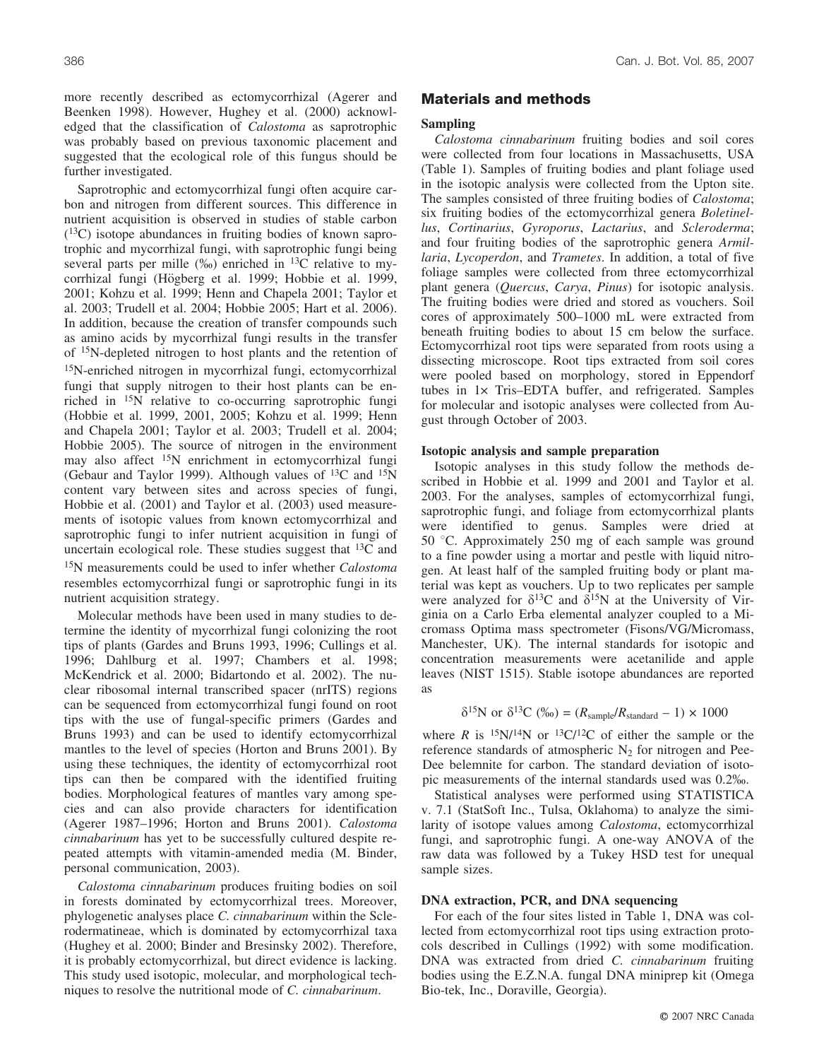more recently described as ectomycorrhizal (Agerer and Beenken 1998). However, Hughey et al. (2000) acknowledged that the classification of *Calostoma* as saprotrophic was probably based on previous taxonomic placement and suggested that the ecological role of this fungus should be further investigated.

Saprotrophic and ectomycorrhizal fungi often acquire carbon and nitrogen from different sources. This difference in nutrient acquisition is observed in studies of stable carbon ($^{13}C$) isotope abundances in fruiting bodies of known saprotrophic and mycorrhizal fungi, with saprotrophic fungi being several parts per mille (‰) enriched in $^{13}C$ relative to mycorrhizal fungi (Högberg et al. 1999; Hobbie et al. 1999, 2001; Kohzu et al. 1999; Henn and Chapela 2001; Taylor et al. 2003; Trudell et al. 2004; Hobbie 2005; Hart et al. 2006). In addition, because the creation of transfer compounds such as amino acids by mycorrhizal fungi results in the transfer of $^{15}N$-depleted nitrogen to host plants and the retention of $^{15}N$-enriched nitrogen in mycorrhizal fungi, ectomycorrhizal fungi that supply nitrogen to their host plants can be enriched in $^{15}N$ relative to co-occurring saprotrophic fungi (Hobbie et al. 1999, 2001, 2005; Kohzu et al. 1999; Henn and Chapela 2001; Taylor et al. 2003; Trudell et al. 2004; Hobbie 2005). The source of nitrogen in the environment may also affect $^{15}N$ enrichment in ectomycorrhizal fungi (Gebaur and Taylor 1999). Although values of $^{13}C$ and $^{15}N$ content vary between sites and across species of fungi, Hobbie et al. (2001) and Taylor et al. (2003) used measurements of isotopic values from known ectomycorrhizal and saprotrophic fungi to infer nutrient acquisition in fungi of uncertain ecological role. These studies suggest that $^{13}C$ and $^{15}N$ measurements could be used to infer whether *Calostoma* resembles ectomycorrhizal fungi or saprotrophic fungi in its nutrient acquisition strategy.

Molecular methods have been used in many studies to determine the identity of mycorrhizal fungi colonizing the root tips of plants (Gardes and Bruns 1993, 1996; Cullings et al. 1996; Dahlburg et al. 1997; Chambers et al. 1998; McKendrick et al. 2000; Bidartondo et al. 2002). The nuclear ribosomal internal transcribed spacer (nrITS) regions can be sequenced from ectomycorrhizal fungi found on root tips with the use of fungal-specific primers (Gardes and Bruns 1993) and can be used to identify ectomycorrhizal mantles to the level of species (Horton and Bruns 2001). By using these techniques, the identity of ectomycorrhizal root tips can then be compared with the identified fruiting bodies. Morphological features of mantles vary among species and can also provide characters for identification (Agerer 1987–1996; Horton and Bruns 2001). *Calostoma cinnabarinum* has yet to be successfully cultured despite repeated attempts with vitamin-amended media (M. Binder, personal communication, 2003).

*Calostoma cinnabarinum* produces fruiting bodies on soil in forests dominated by ectomycorrhizal trees. Moreover, phylogenetic analyses place *C. cinnabarinum* within the Sclerodermatineae, which is dominated by ectomycorrhizal taxa (Hughey et al. 2000; Binder and Bresinsky 2002). Therefore, it is probably ectomycorrhizal, but direct evidence is lacking. This study used isotopic, molecular, and morphological techniques to resolve the nutritional mode of *C. cinnabarinum*.

## Materials and methods

### Sampling

*Calostoma cinnabarinum* fruiting bodies and soil cores were collected from four locations in Massachusetts, USA (Table 1). Samples of fruiting bodies and plant foliage used in the isotopic analysis were collected from the Upton site. The samples consisted of three fruiting bodies of *Calostoma*; six fruiting bodies of the ectomycorrhizal genera *Boletinellus*, *Cortinarius*, *Gyroporus*, *Lactarius*, and *Scleroderma*; and four fruiting bodies of the saprotrophic genera *Armillaria*, *Lycoperdon*, and *Trametes*. In addition, a total of five foliage samples were collected from three ectomycorrhizal plant genera (*Quercus*, *Carya*, *Pinus*) for isotopic analysis. The fruiting bodies were dried and stored as vouchers. Soil cores of approximately 500–1000 mL were extracted from beneath fruiting bodies to about 15 cm below the surface. Ectomycorrhizal root tips were separated from roots using a dissecting microscope. Root tips extracted from soil cores were pooled based on morphology, stored in Eppendorf tubes in 1× Tris–EDTA buffer, and refrigerated. Samples for molecular and isotopic analyses were collected from August through October of 2003.

### Isotopic analysis and sample preparation

Isotopic analyses in this study follow the methods described in Hobbie et al. 1999 and 2001 and Taylor et al. 2003. For the analyses, samples of ectomycorrhizal fungi, saprotrophic fungi, and foliage from ectomycorrhizal plants were identified to genus. Samples were dried at 50 °C. Approximately 250 mg of each sample was ground to a fine powder using a mortar and pestle with liquid nitrogen. At least half of the sampled fruiting body or plant material was kept as vouchers. Up to two replicates per sample were analyzed for $\delta^{13}C$ and $\delta^{15}N$ at the University of Virginia on a Carlo Erba elemental analyzer coupled to a Micromass Optima mass spectrometer (Fisons/VG/Micromass, Manchester, UK). The internal standards for isotopic and concentration measurements were acetanilide and apple leaves (NIST 1515). Stable isotope abundances are reported as

$$\delta^{15}N \text{ or } \delta^{13}C \text{ (‰)} = (R_{\text{sample}}/R_{\text{standard}} - 1) \times 1000$$

where $R$ is $^{15}N/^{14}N$ or $^{13}C/^{12}C$ of either the sample or the reference standards of atmospheric $N_2$ for nitrogen and Pee-Dee belemnite for carbon. The standard deviation of isotopic measurements of the internal standards used was 0.2‰.

Statistical analyses were performed using STATISTICA v. 7.1 (StatSoft Inc., Tulsa, Oklahoma) to analyze the similarity of isotope values among *Calostoma*, ectomycorrhizal fungi, and saprotrophic fungi. A one-way ANOVA of the raw data was followed by a Tukey HSD test for unequal sample sizes.

### DNA extraction, PCR, and DNA sequencing

For each of the four sites listed in Table 1, DNA was collected from ectomycorrhizal root tips using extraction protocols described in Cullings (1992) with some modification. DNA was extracted from dried *C. cinnabarinum* fruiting bodies using the E.Z.N.A. fungal DNA miniprep kit (Omega Bio-tek, Inc., Doraville, Georgia).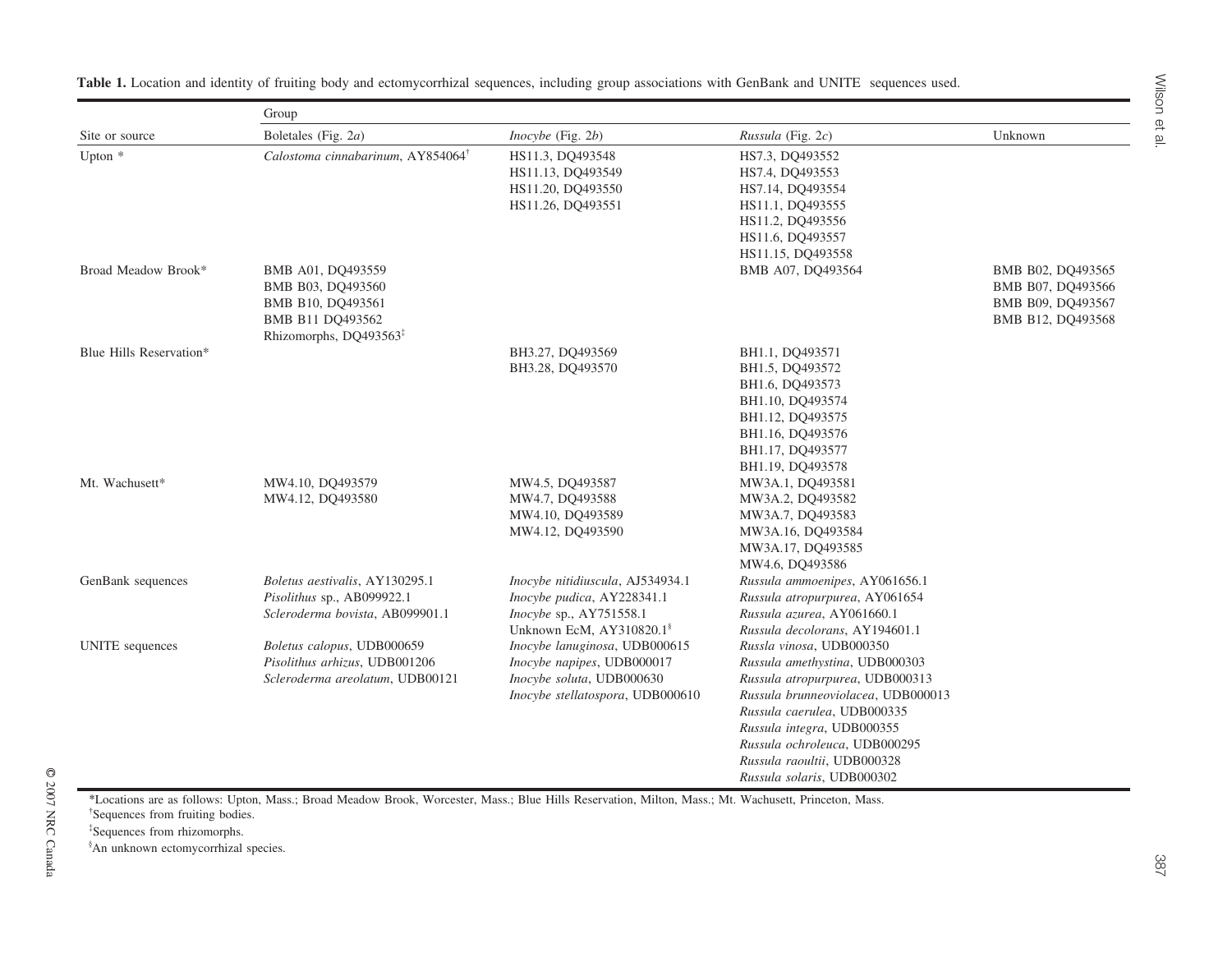**Table 1.** Location and identity of fruiting body and ectomycorrhizal sequences, including group associations with GenBank and UNITE sequences used.

| | Group | | | |
|---|---|---|---|---|
| Site or source | Boletales (Fig. 2*a*) | *Inocybe* (Fig. 2*b*) | *Russula* (Fig. 2*c*) | Unknown |
| Upton * | *Calostoma cinnabarinum*, AY854064[†] | HS11.3, DQ493548<br>HS11.13, DQ493549<br>HS11.20, DQ493550<br>HS11.26, DQ493551 | HS7.3, DQ493552<br>HS7.4, DQ493553<br>HS7.14, DQ493554<br>HS11.1, DQ493555<br>HS11.2, DQ493556<br>HS11.6, DQ493557<br>HS11.15, DQ493558 | |
| Broad Meadow Brook* | BMB A01, DQ493559<br>BMB B03, DQ493560<br>BMB B10, DQ493561<br>BMB B11 DQ493562<br>Rhizomorphs, DQ493563[‡] | | BMB A07, DQ493564 | BMB B02, DQ493565<br>BMB B07, DQ493566<br>BMB B09, DQ493567<br>BMB B12, DQ493568 |
| Blue Hills Reservation* | | BH3.27, DQ493569<br>BH3.28, DQ493570 | BH1.1, DQ493571<br>BH1.5, DQ493572<br>BH1.6, DQ493573<br>BH1.10, DQ493574<br>BH1.12, DQ493575<br>BH1.16, DQ493576<br>BH1.17, DQ493577<br>BH1.19, DQ493578 | |
| Mt. Wachusett* | MW4.10, DQ493579<br>MW4.12, DQ493580 | MW4.5, DQ493587<br>MW4.7, DQ493588<br>MW4.10, DQ493589<br>MW4.12, DQ493590 | MW3A.1, DQ493581<br>MW3A.2, DQ493582<br>MW3A.7, DQ493583<br>MW3A.16, DQ493584<br>MW3A.17, DQ493585<br>MW4.6, DQ493586 | |
| GenBank sequences | *Boletus aestivalis*, AY130295.1<br>*Pisolithus* sp., AB099922.1<br>*Scleroderma bovista*, AB099901.1 | *Inocybe nitidiuscula*, AJ534934.1<br>*Inocybe pudica*, AY228341.1<br>*Inocybe* sp., AY751558.1<br>Unknown EcM, AY310820.1[§] | *Russula ammoenipes*, AY061656.1<br>*Russula atropurpurea*, AY061654<br>*Russula azurea*, AY061660.1<br>*Russula decolorans*, AY194601.1 | |
| UNITE sequences | *Boletus calopus*, UDB000659<br>*Pisolithus arhizus*, UDB001206<br>*Scleroderma areolatum*, UDB00121 | *Inocybe lanuginosa*, UDB000615<br>*Inocybe napipes*, UDB000017<br>*Inocybe soluta*, UDB000630<br>*Inocybe stellatospora*, UDB000610 | *Russla vinosa*, UDB000350<br>*Russula amethystina*, UDB000303<br>*Russula atropurpurea*, UDB000313<br>*Russula brunneoviolacea*, UDB000013<br>*Russula caerulea*, UDB000335<br>*Russula integra*, UDB000355<br>*Russula ochroleuca*, UDB000295<br>*Russula raoultii*, UDB000328<br>*Russula solaris*, UDB000302 | |

*Locations are as follows: Upton, Mass.; Broad Meadow Brook, Worcester, Mass.; Blue Hills Reservation, Milton, Mass.; Mt. Wachusett, Princeton, Mass.

[†]Sequences from fruiting bodies.

[‡]Sequences from rhizomorphs.

[§]An unknown ectomycorrhizal species.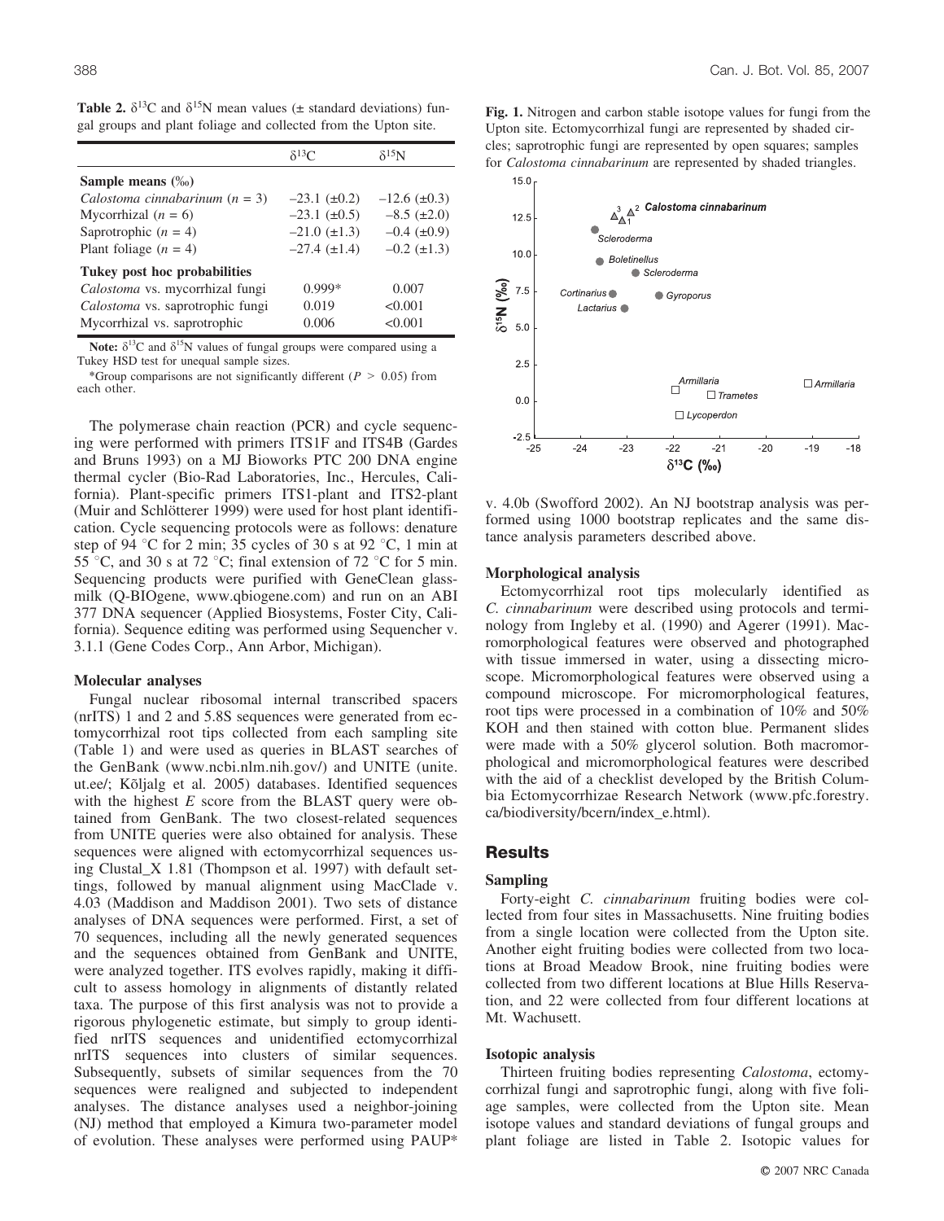**Table 2.** $\delta^{13}C$ and $\delta^{15}N$ mean values (± standard deviations) fungal groups and plant foliage and collected from the Upton site.

| | $\delta^{13}C$ | $\delta^{15}N$ |
|---|---|---|
| **Sample means (‰)** | | |
| *Calostoma cinnabarinum* ($n$ = 3) | –23.1 (±0.2) | –12.6 (±0.3) |
| Mycorrhizal ($n$ = 6) | –23.1 (±0.5) | –8.5 (±2.0) |
| Saprotrophic ($n$ = 4) | –21.0 (±1.3) | –0.4 (±0.9) |
| Plant foliage ($n$ = 4) | –27.4 (±1.4) | –0.2 (±1.3) |
| **Tukey post hoc probabilities** | | |
| *Calostoma* vs. mycorrhizal fungi | 0.999* | 0.007 |
| *Calostoma* vs. saprotrophic fungi | 0.019 | <0.001 |
| Mycorrhizal vs. saprotrophic | 0.006 | <0.001 |

**Note:** $\delta^{13}C$ and $\delta^{15}N$ values of fungal groups were compared using a Tukey HSD test for unequal sample sizes.

*Group comparisons are not significantly different ($P$ > 0.05) from each other.

The polymerase chain reaction (PCR) and cycle sequencing were performed with primers ITS1F and ITS4B (Gardes and Bruns 1993) on a MJ Bioworks PTC 200 DNA engine thermal cycler (Bio-Rad Laboratories, Inc., Hercules, California). Plant-specific primers ITS1-plant and ITS2-plant (Muir and Schlötterer 1999) were used for host plant identification. Cycle sequencing protocols were as follows: denature step of 94 °C for 2 min; 35 cycles of 30 s at 92 °C, 1 min at 55 °C, and 30 s at 72 °C; final extension of 72 °C for 5 min. Sequencing products were purified with GeneClean glassmilk (Q-BIOgene, www.qbiogene.com) and run on an ABI 377 DNA sequencer (Applied Biosystems, Foster City, California). Sequence editing was performed using Sequencher v. 3.1.1 (Gene Codes Corp., Ann Arbor, Michigan).

### Molecular analyses

Fungal nuclear ribosomal internal transcribed spacers (nrITS) 1 and 2 and 5.8S sequences were generated from ectomycorrhizal root tips collected from each sampling site (Table 1) and were used as queries in BLAST searches of the GenBank (www.ncbi.nlm.nih.gov/) and UNITE (unite.ut.ee/; Kõljalg et al. 2005) databases. Identified sequences with the highest $E$ score from the BLAST query were obtained from GenBank. The two closest-related sequences from UNITE queries were also obtained for analysis. These sequences were aligned with ectomycorrhizal sequences using Clustal_X 1.81 (Thompson et al. 1997) with default settings, followed by manual alignment using MacClade v. 4.03 (Maddison and Maddison 2001). Two sets of distance analyses of DNA sequences were performed. First, a set of 70 sequences, including all the newly generated sequences and the sequences obtained from GenBank and UNITE, were analyzed together. ITS evolves rapidly, making it difficult to assess homology in alignments of distantly related taxa. The purpose of this first analysis was not to provide a rigorous phylogenetic estimate, but simply to group identified nrITS sequences and unidentified ectomycorrhizal nrITS sequences into clusters of similar sequences. Subsequently, subsets of similar sequences from the 70 sequences were realigned and subjected to independent analyses. The distance analyses used a neighbor-joining (NJ) method that employed a Kimura two-parameter model of evolution. These analyses were performed using PAUP* v. 4.0b (Swofford 2002). An NJ bootstrap analysis was performed using 1000 bootstrap replicates and the same distance analysis parameters described above.

**Fig. 1.** Nitrogen and carbon stable isotope values for fungi from the Upton site. Ectomycorrhizal fungi are represented by shaded circles; saprotrophic fungi are represented by open squares; samples for *Calostoma cinnabarinum* are represented by shaded triangles.

15.0
12.5
10.0
7.5
5.0
2.5
0.0
-2.5
-25 -24 -23 -22 -21 -20 -19 -18
$\delta^{15}N$ (‰)
$\delta^{13}C$ (‰)
3 2 1 *Calostoma cinnabarinum*
*Scleroderma*
*Boletinellus*
*Scleroderma*
*Cortinarius*
*Gyroporus*
*Lactarius*
*Armillaria*
*Armillaria*
*Trametes*
*Lycoperdon*

### Morphological analysis

Ectomycorrhizal root tips molecularly identified as *C. cinnabarinum* were described using protocols and terminology from Ingleby et al. (1990) and Agerer (1991). Macromorphological features were observed and photographed with tissue immersed in water, using a dissecting microscope. Micromorphological features were observed using a compound microscope. For micromorphological features, root tips were processed in a combination of 10% and 50% KOH and then stained with cotton blue. Permanent slides were made with a 50% glycerol solution. Both macromorphological and micromorphological features were described with the aid of a checklist developed by the British Columbia Ectomycorrhizae Research Network (www.pfc.forestry.ca/biodiversity/bcern/index_e.html).

## Results

### Sampling

Forty-eight *C. cinnabarinum* fruiting bodies were collected from four sites in Massachusetts. Nine fruiting bodies from a single location were collected from the Upton site. Another eight fruiting bodies were collected from two locations at Broad Meadow Brook, nine fruiting bodies were collected from two different locations at Blue Hills Reservation, and 22 were collected from four different locations at Mt. Wachusett.

### Isotopic analysis

Thirteen fruiting bodies representing *Calostoma*, ectomycorrhizal fungi and saprotrophic fungi, along with five foliage samples, were collected from the Upton site. Mean isotope values and standard deviations of fungal groups and plant foliage are listed in Table 2. Isotopic values for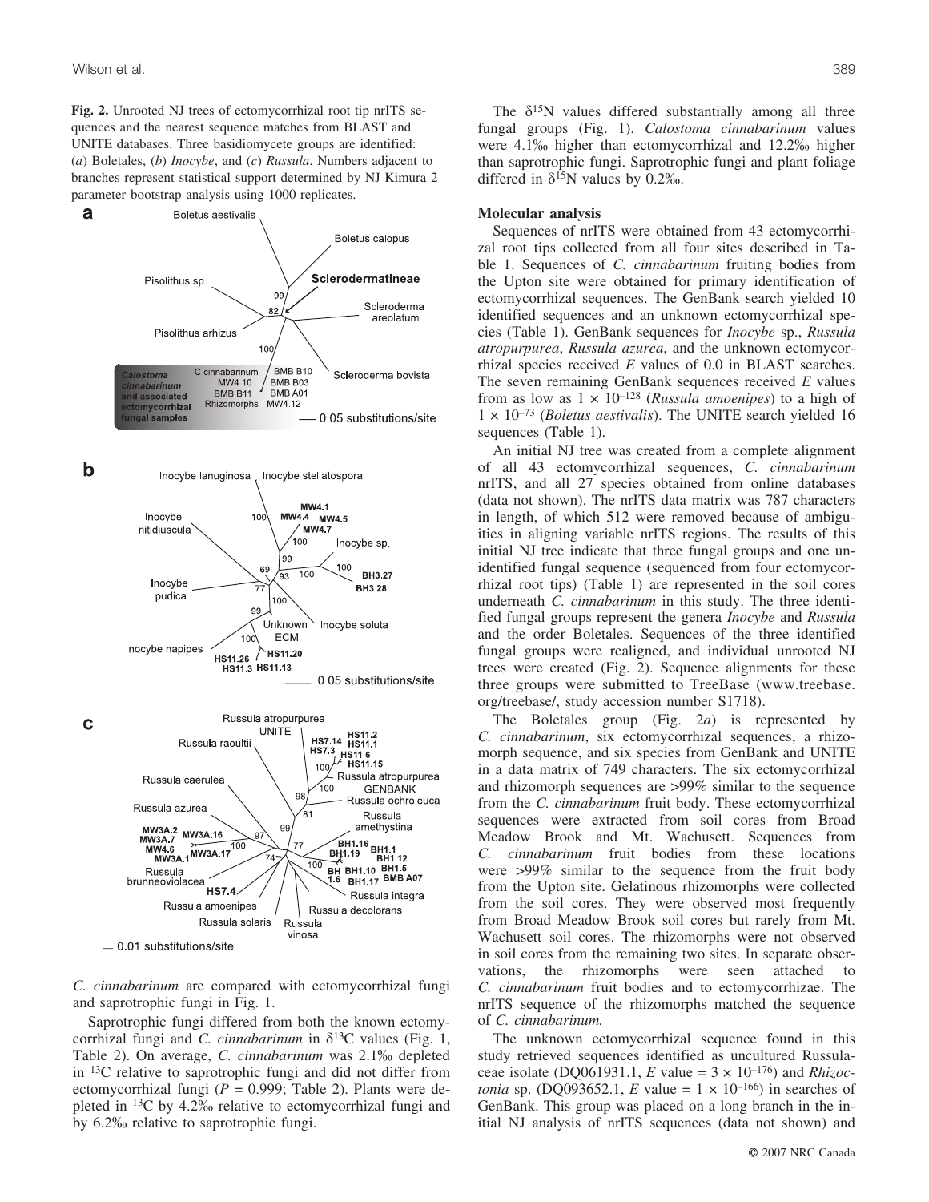**Fig. 2.** Unrooted NJ trees of ectomycorrhizal root tip nrITS sequences and the nearest sequence matches from BLAST and UNITE databases. Three basidiomycete groups are identified: (*a*) Boletales, (*b*) *Inocybe*, and (*c*) *Russula*. Numbers adjacent to branches represent statistical support determined by NJ Kimura 2 parameter bootstrap analysis using 1000 replicates.

a

Boletus aestivalis
Boletus calopus
Pisolithus sp.
Sclerodermatineae
99
82
Scleroderma areolatum
Pisolithus arhizus
100
Calostoma cinnabarinum and associated ectomycorrhizal fungal samples
C cinnabarinum MW4.10 BMB B11 Rhizomorphs
BMB B10 BMB B03 BMB A01 MW4.12
Scleroderma bovista
0.05 substitutions/site

b

Inocybe lanuginosa
Inocybe stellatospora
MW4.1 MW4.4 MW4.5 MW4.7
100
Inocybe nitidiuscula
100
Inocybe sp.
99
69
100
100
93
BH3.27
BH3.28
Inocybe pudica
77
100
99
Unknown ECM
Inocybe soluta
100
Inocybe napipes
HS11.26 HS11.3 HS11.13 HS11.20
0.05 substitutions/site

c

Russula atropurpurea UNITE
Russula raoultii
HS7.14 HS11.2 HS11.1 HS7.3 HS11.6 HS11.15
100
Russula atropurpurea GENBANK
100
98
Russula ochroleuca
Russula caerulea
81
Russula amethystina
Russula azurea
99
97
MW3A.2 MW3A.7 MW4.6 MW3A.1 MW3A.16 MW3A.17
100
77
74
BH1.16 BH1.19 BH1.1 BH1.12 BH 1.6 BH1.10 BH1.17 BH1.5 BMB A07
100
Russula brunneoviolacea
HS7.4
Russula integra
Russula amoenipes
Russula decolorans
Russula solaris
Russula vinosa
0.01 substitutions/site

*C. cinnabarinum* are compared with ectomycorrhizal fungi and saprotrophic fungi in Fig. 1.

Saprotrophic fungi differed from both the known ectomycorrhizal fungi and *C. cinnabarinum* in $\delta^{13}C$ values (Fig. 1, Table 2). On average, *C. cinnabarinum* was 2.1‰ depleted in $^{13}C$ relative to saprotrophic fungi and did not differ from ectomycorrhizal fungi ($P = 0.999$; Table 2). Plants were depleted in $^{13}C$ by 4.2‰ relative to ectomycorrhizal fungi and by 6.2‰ relative to saprotrophic fungi.

The $\delta^{15}N$ values differed substantially among all three fungal groups (Fig. 1). *Calostoma cinnabarinum* values were 4.1‰ higher than ectomycorrhizal and 12.2‰ higher than saprotrophic fungi. Saprotrophic fungi and plant foliage differed in $\delta^{15}N$ values by 0.2‰.

### Molecular analysis

Sequences of nrITS were obtained from 43 ectomycorrhizal root tips collected from all four sites described in Table 1. Sequences of *C. cinnabarinum* fruiting bodies from the Upton site were obtained for primary identification of ectomycorrhizal sequences. The GenBank search yielded 10 identified sequences and an unknown ectomycorrhizal species (Table 1). GenBank sequences for *Inocybe* sp., *Russula atropurpurea*, *Russula azurea*, and the unknown ectomycorrhizal species received *E* values of 0.0 in BLAST searches. The seven remaining GenBank sequences received *E* values from as low as $1 \times 10^{-128}$ (*Russula amoenipes*) to a high of $1 \times 10^{-73}$ (*Boletus aestivalis*). The UNITE search yielded 16 sequences (Table 1).

An initial NJ tree was created from a complete alignment of all 43 ectomycorrhizal sequences, *C. cinnabarinum* nrITS, and all 27 species obtained from online databases (data not shown). The nrITS data matrix was 787 characters in length, of which 512 were removed because of ambiguities in aligning variable nrITS regions. The results of this initial NJ tree indicate that three fungal groups and one unidentified fungal sequence (sequenced from four ectomycorrhizal root tips) (Table 1) are represented in the soil cores underneath *C. cinnabarinum* in this study. The three identified fungal groups represent the genera *Inocybe* and *Russula* and the order Boletales. Sequences of the three identified fungal groups were realigned, and individual unrooted NJ trees were created (Fig. 2). Sequence alignments for these three groups were submitted to TreeBase (www.treebase.org/treebase/, study accession number S1718).

The Boletales group (Fig. 2*a*) is represented by *C. cinnabarinum*, six ectomycorrhizal sequences, a rhizomorph sequence, and six species from GenBank and UNITE in a data matrix of 749 characters. The six ectomycorrhizal and rhizomorph sequences are >99% similar to the sequence from the *C. cinnabarinum* fruit body. These ectomycorrhizal sequences were extracted from soil cores from Broad Meadow Brook and Mt. Wachusett. Sequences from *C. cinnabarinum* fruit bodies from these locations were >99% similar to the sequence from the fruit body from the Upton site. Gelatinous rhizomorphs were collected from the soil cores. They were observed most frequently from Broad Meadow Brook soil cores but rarely from Mt. Wachusett soil cores. The rhizomorphs were not observed in soil cores from the remaining two sites. In separate observations, the rhizomorphs were seen attached to *C. cinnabarinum* fruit bodies and to ectomycorrhizae. The nrITS sequence of the rhizomorphs matched the sequence of *C. cinnabarinum.*

The unknown ectomycorrhizal sequence found in this study retrieved sequences identified as uncultured Russulaceae isolate (DQ061931.1, *E* value = $3 \times 10^{-176}$) and *Rhizoctonia* sp. (DQ093652.1, *E* value = $1 \times 10^{-166}$) in searches of GenBank. This group was placed on a long branch in the initial NJ analysis of nrITS sequences (data not shown) and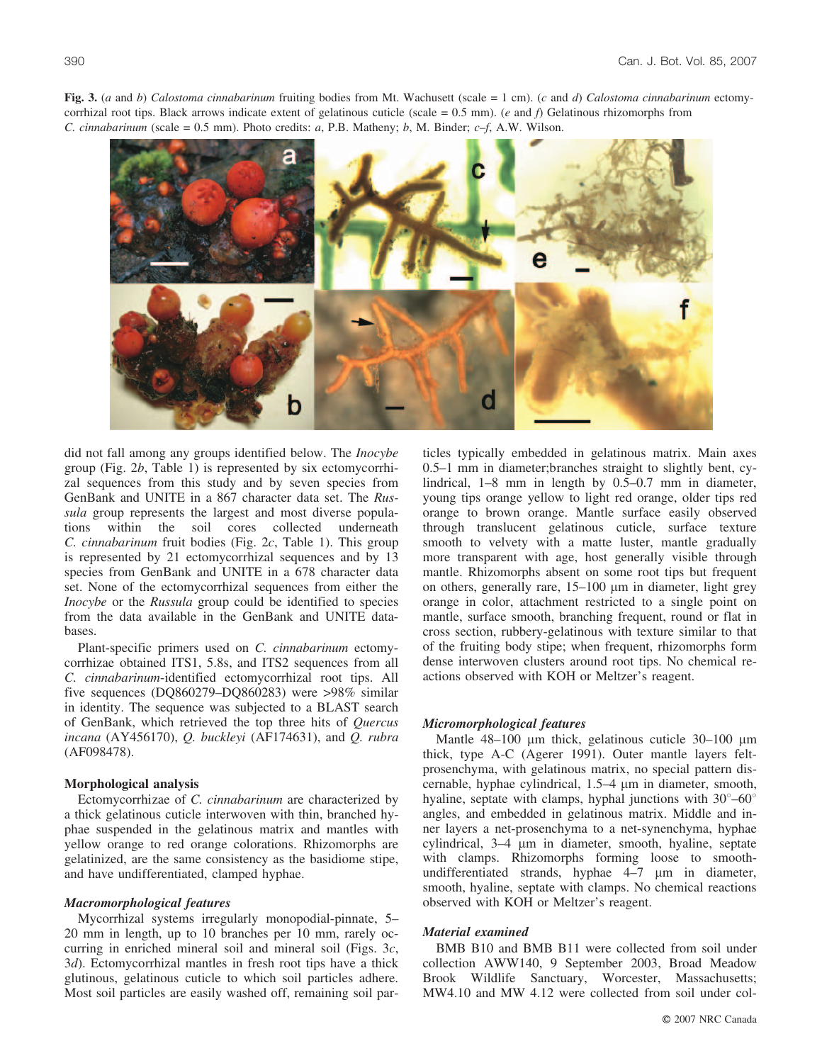**Fig. 3.** (*a* and *b*) *Calostoma cinnabarinum* fruiting bodies from Mt. Wachusett (scale = 1 cm). (*c* and *d*) *Calostoma cinnabarinum* ectomycorrhizal root tips. Black arrows indicate extent of gelatinous cuticle (scale = 0.5 mm). (*e* and *f*) Gelatinous rhizomorphs from *C. cinnabarinum* (scale = 0.5 mm). Photo credits: *a*, P.B. Matheny; *b*, M. Binder; *c–f*, A.W. Wilson.

did not fall among any groups identified below. The *Inocybe* group (Fig. 2*b*, Table 1) is represented by six ectomycorrhizal sequences from this study and by seven species from GenBank and UNITE in a 867 character data set. The *Russula* group represents the largest and most diverse populations within the soil cores collected underneath *C. cinnabarinum* fruit bodies (Fig. 2*c*, Table 1). This group is represented by 21 ectomycorrhizal sequences and by 13 species from GenBank and UNITE in a 678 character data set. None of the ectomycorrhizal sequences from either the *Inocybe* or the *Russula* group could be identified to species from the data available in the GenBank and UNITE databases.

Plant-specific primers used on *C. cinnabarinum* ectomycorrhizae obtained ITS1, 5.8s, and ITS2 sequences from all *C. cinnabarinum*-identified ectomycorrhizal root tips. All five sequences (DQ860279–DQ860283) were >98% similar in identity. The sequence was subjected to a BLAST search of GenBank, which retrieved the top three hits of *Quercus incana* (AY456170), *Q. buckleyi* (AF174631), and *Q. rubra* (AF098478).

## Morphological analysis

Ectomycorrhizae of *C. cinnabarinum* are characterized by a thick gelatinous cuticle interwoven with thin, branched hyphae suspended in the gelatinous matrix and mantles with yellow orange to red orange colorations. Rhizomorphs are gelatinized, are the same consistency as the basidiome stipe, and have undifferentiated, clamped hyphae.

### *Macromorphological features*

Mycorrhizal systems irregularly monopodial-pinnate, 5–20 mm in length, up to 10 branches per 10 mm, rarely occurring in enriched mineral soil and mineral soil (Figs. 3*c*, 3*d*). Ectomycorrhizal mantles in fresh root tips have a thick glutinous, gelatinous cuticle to which soil particles adhere. Most soil particles are easily washed off, remaining soil particles typically embedded in gelatinous matrix. Main axes 0.5–1 mm in diameter;branches straight to slightly bent, cylindrical, 1–8 mm in length by 0.5–0.7 mm in diameter, young tips orange yellow to light red orange, older tips red orange to brown orange. Mantle surface easily observed through translucent gelatinous cuticle, surface texture smooth to velvety with a matte luster, mantle gradually more transparent with age, host generally visible through mantle. Rhizomorphs absent on some root tips but frequent on others, generally rare, 15–100 µm in diameter, light grey orange in color, attachment restricted to a single point on mantle, surface smooth, branching frequent, round or flat in cross section, rubbery-gelatinous with texture similar to that of the fruiting body stipe; when frequent, rhizomorphs form dense interwoven clusters around root tips. No chemical reactions observed with KOH or Meltzer's reagent.

### *Micromorphological features*

Mantle 48–100 µm thick, gelatinous cuticle 30–100 µm thick, type A-C (Agerer 1991). Outer mantle layers felt-prosenchyma, with gelatinous matrix, no special pattern discernable, hyphae cylindrical, 1.5–4 µm in diameter, smooth, hyaline, septate with clamps, hyphal junctions with 30°–60° angles, and embedded in gelatinous matrix. Middle and inner layers a net-prosenchyma to a net-synenchyma, hyphae cylindrical, 3–4 µm in diameter, smooth, hyaline, septate with clamps. Rhizomorphs forming loose to smooth-undifferentiated strands, hyphae 4–7 µm in diameter, smooth, hyaline, septate with clamps. No chemical reactions observed with KOH or Meltzer's reagent.

### *Material examined*

BMB B10 and BMB B11 were collected from soil under collection AWW140, 9 September 2003, Broad Meadow Brook Wildlife Sanctuary, Worcester, Massachusetts; MW4.10 and MW 4.12 were collected from soil under col-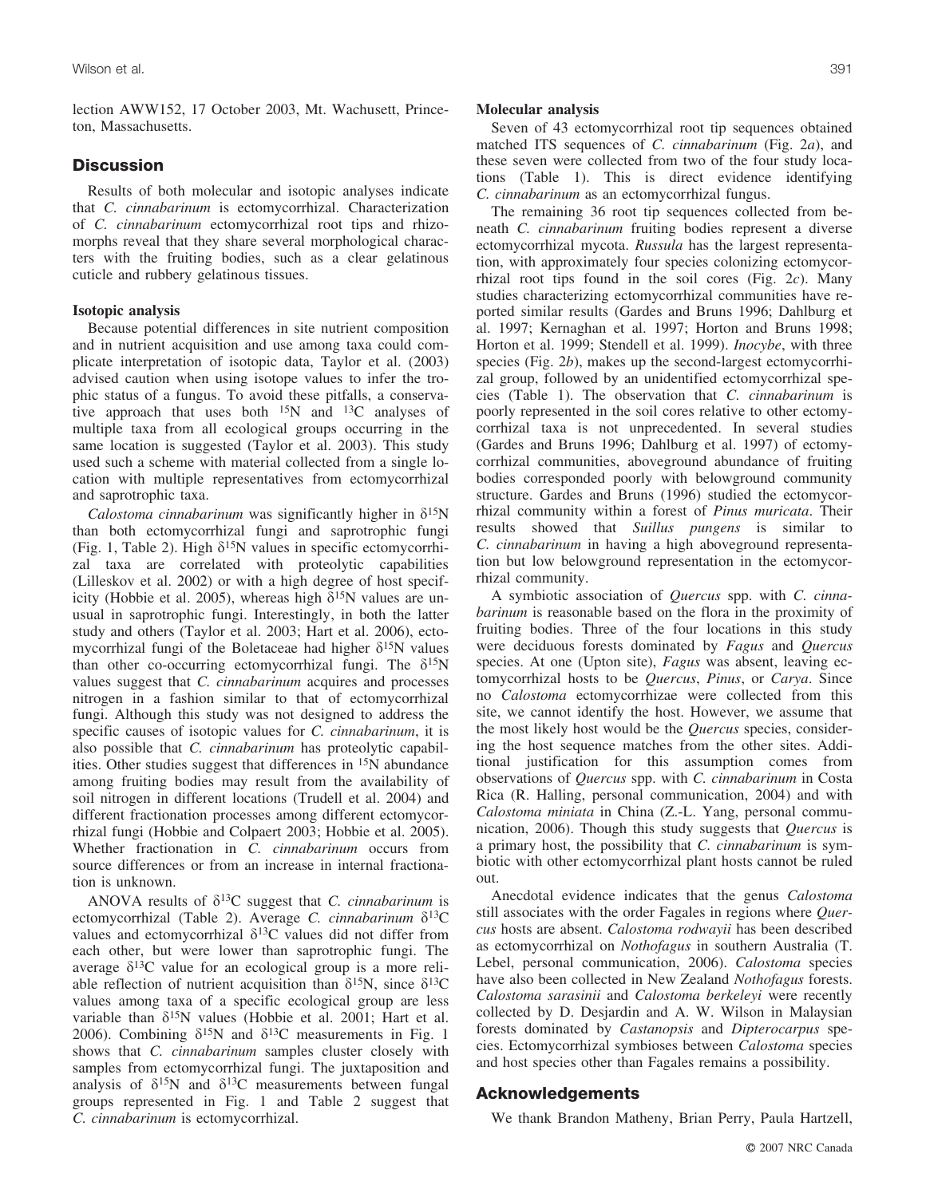lection AWW152, 17 October 2003, Mt. Wachusett, Princeton, Massachusetts.

## Discussion

Results of both molecular and isotopic analyses indicate that *C. cinnabarinum* is ectomycorrhizal. Characterization of *C. cinnabarinum* ectomycorrhizal root tips and rhizomorphs reveal that they share several morphological characters with the fruiting bodies, such as a clear gelatinous cuticle and rubbery gelatinous tissues.

### Isotopic analysis

Because potential differences in site nutrient composition and in nutrient acquisition and use among taxa could complicate interpretation of isotopic data, Taylor et al. (2003) advised caution when using isotope values to infer the trophic status of a fungus. To avoid these pitfalls, a conservative approach that uses both $^{15}$N and $^{13}$C analyses of multiple taxa from all ecological groups occurring in the same location is suggested (Taylor et al. 2003). This study used such a scheme with material collected from a single location with multiple representatives from ectomycorrhizal and saprotrophic taxa.

*Calostoma cinnabarinum* was significantly higher in $\delta^{15}$N than both ectomycorrhizal fungi and saprotrophic fungi (Fig. 1, Table 2). High $\delta^{15}$N values in specific ectomycorrhizal taxa are correlated with proteolytic capabilities (Lilleskov et al. 2002) or with a high degree of host specificity (Hobbie et al. 2005), whereas high $\delta^{15}$N values are unusual in saprotrophic fungi. Interestingly, in both the latter study and others (Taylor et al. 2003; Hart et al. 2006), ectomycorrhizal fungi of the Boletaceae had higher $\delta^{15}$N values than other co-occurring ectomycorrhizal fungi. The $\delta^{15}$N values suggest that *C. cinnabarinum* acquires and processes nitrogen in a fashion similar to that of ectomycorrhizal fungi. Although this study was not designed to address the specific causes of isotopic values for *C. cinnabarinum*, it is also possible that *C. cinnabarinum* has proteolytic capabilities. Other studies suggest that differences in $^{15}$N abundance among fruiting bodies may result from the availability of soil nitrogen in different locations (Trudell et al. 2004) and different fractionation processes among different ectomycorrhizal fungi (Hobbie and Colpaert 2003; Hobbie et al. 2005). Whether fractionation in *C. cinnabarinum* occurs from source differences or from an increase in internal fractionation is unknown.

ANOVA results of $\delta^{13}$C suggest that *C. cinnabarinum* is ectomycorrhizal (Table 2). Average *C. cinnabarinum* $\delta^{13}$C values and ectomycorrhizal $\delta^{13}$C values did not differ from each other, but were lower than saprotrophic fungi. The average $\delta^{13}$C value for an ecological group is a more reliable reflection of nutrient acquisition than $\delta^{15}$N, since $\delta^{13}$C values among taxa of a specific ecological group are less variable than $\delta^{15}$N values (Hobbie et al. 2001; Hart et al. 2006). Combining $\delta^{15}$N and $\delta^{13}$C measurements in Fig. 1 shows that *C. cinnabarinum* samples cluster closely with samples from ectomycorrhizal fungi. The juxtaposition and analysis of $\delta^{15}$N and $\delta^{13}$C measurements between fungal groups represented in Fig. 1 and Table 2 suggest that *C. cinnabarinum* is ectomycorrhizal.

### Molecular analysis

Seven of 43 ectomycorrhizal root tip sequences obtained matched ITS sequences of *C. cinnabarinum* (Fig. 2*a*), and these seven were collected from two of the four study locations (Table 1). This is direct evidence identifying *C. cinnabarinum* as an ectomycorrhizal fungus.

The remaining 36 root tip sequences collected from beneath *C. cinnabarinum* fruiting bodies represent a diverse ectomycorrhizal mycota. *Russula* has the largest representation, with approximately four species colonizing ectomycorrhizal root tips found in the soil cores (Fig. 2*c*). Many studies characterizing ectomycorrhizal communities have reported similar results (Gardes and Bruns 1996; Dahlburg et al. 1997; Kernaghan et al. 1997; Horton and Bruns 1998; Horton et al. 1999; Stendell et al. 1999). *Inocybe*, with three species (Fig. 2*b*), makes up the second-largest ectomycorrhizal group, followed by an unidentified ectomycorrhizal species (Table 1). The observation that *C. cinnabarinum* is poorly represented in the soil cores relative to other ectomycorrhizal taxa is not unprecedented. In several studies (Gardes and Bruns 1996; Dahlburg et al. 1997) of ectomycorrhizal communities, aboveground abundance of fruiting bodies corresponded poorly with belowground community structure. Gardes and Bruns (1996) studied the ectomycorrhizal community within a forest of *Pinus muricata*. Their results showed that *Suillus pungens* is similar to *C. cinnabarinum* in having a high aboveground representation but low belowground representation in the ectomycorrhizal community.

A symbiotic association of *Quercus* spp. with *C. cinnabarinum* is reasonable based on the flora in the proximity of fruiting bodies. Three of the four locations in this study were deciduous forests dominated by *Fagus* and *Quercus* species. At one (Upton site), *Fagus* was absent, leaving ectomycorrhizal hosts to be *Quercus*, *Pinus*, or *Carya*. Since no *Calostoma* ectomycorrhizae were collected from this site, we cannot identify the host. However, we assume that the most likely host would be the *Quercus* species, considering the host sequence matches from the other sites. Additional justification for this assumption comes from observations of *Quercus* spp. with *C. cinnabarinum* in Costa Rica (R. Halling, personal communication, 2004) and with *Calostoma miniata* in China (Z.-L. Yang, personal communication, 2006). Though this study suggests that *Quercus* is a primary host, the possibility that *C. cinnabarinum* is symbiotic with other ectomycorrhizal plant hosts cannot be ruled out.

Anecdotal evidence indicates that the genus *Calostoma* still associates with the order Fagales in regions where *Quercus* hosts are absent. *Calostoma rodwayii* has been described as ectomycorrhizal on *Nothofagus* in southern Australia (T. Lebel, personal communication, 2006). *Calostoma* species have also been collected in New Zealand *Nothofagus* forests. *Calostoma sarasinii* and *Calostoma berkeleyi* were recently collected by D. Desjardin and A. W. Wilson in Malaysian forests dominated by *Castanopsis* and *Dipterocarpus* species. Ectomycorrhizal symbioses between *Calostoma* species and host species other than Fagales remains a possibility.

## Acknowledgements

We thank Brandon Matheny, Brian Perry, Paula Hartzell,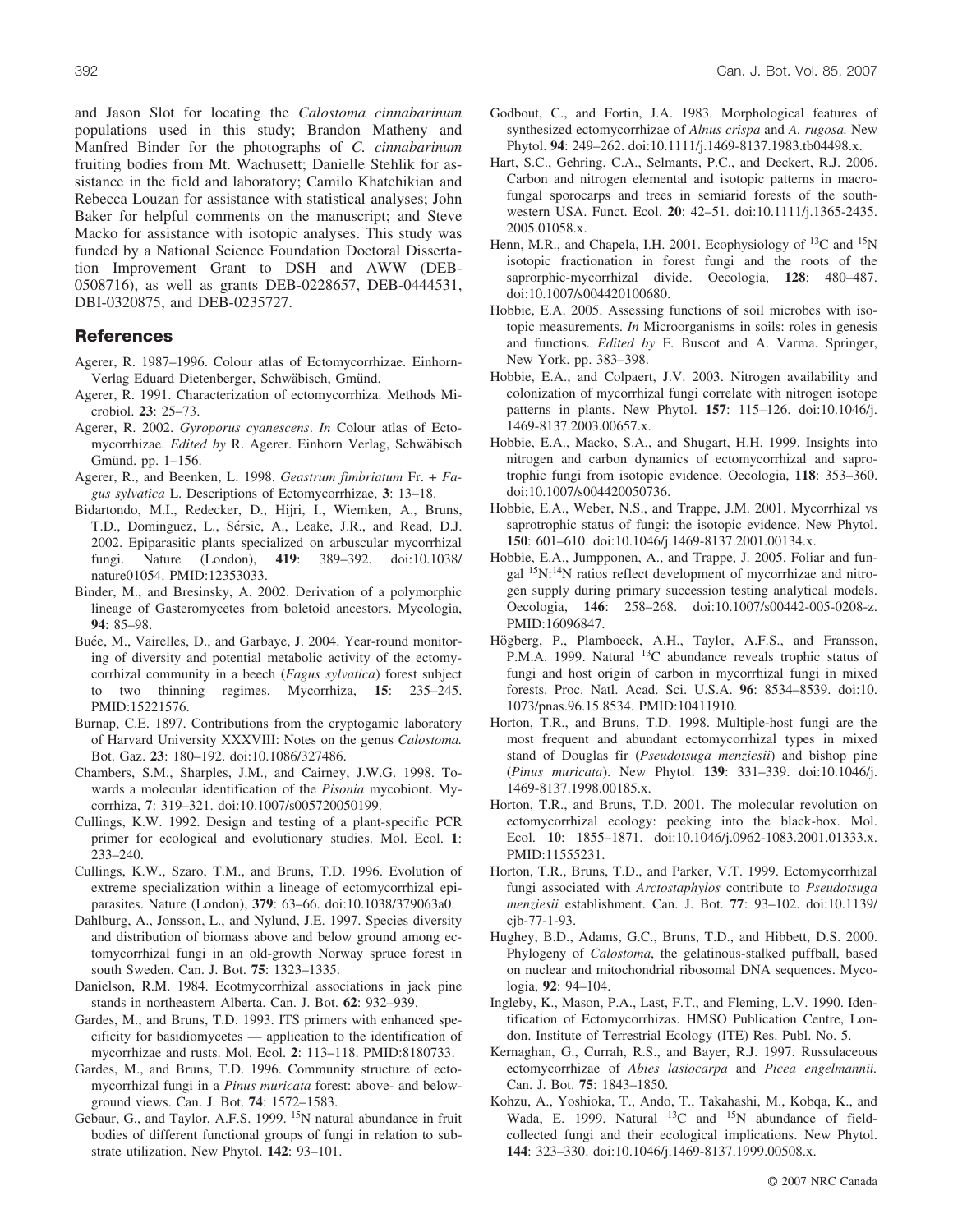and Jason Slot for locating the *Calostoma cinnabarinum* populations used in this study; Brandon Matheny and Manfred Binder for the photographs of *C. cinnabarinum* fruiting bodies from Mt. Wachusett; Danielle Stehlik for assistance in the field and laboratory; Camilo Khatchikian and Rebecca Louzan for assistance with statistical analyses; John Baker for helpful comments on the manuscript; and Steve Macko for assistance with isotopic analyses. This study was funded by a National Science Foundation Doctoral Dissertation Improvement Grant to DSH and AWW (DEB-0508716), as well as grants DEB-0228657, DEB-0444531, DBI-0320875, and DEB-0235727.

## References

Agerer, R. 1987–1996. Colour atlas of Ectomycorrhizae. Einhorn-Verlag Eduard Dietenberger, Schwäbisch, Gmünd.

Agerer, R. 1991. Characterization of ectomycorrhiza. Methods Microbiol. **23**: 25–73.

Agerer, R. 2002. *Gyroporus cyanescens*. *In* Colour atlas of Ectomycorrhizae. *Edited by* R. Agerer. Einhorn Verlag, Schwäbisch Gmünd. pp. 1–156.

Agerer, R., and Beenken, L. 1998. *Geastrum fimbriatum* Fr. + *Fagus sylvatica* L. Descriptions of Ectomycorrhizae, **3**: 13–18.

Bidartondo, M.I., Redecker, D., Hijri, I., Wiemken, A., Bruns, T.D., Dominguez, L., Sérsic, A., Leake, J.R., and Read, D.J. 2002. Epiparasitic plants specialized on arbuscular mycorrhizal fungi. Nature (London), **419**: 389–392. doi:10.1038/nature01054. PMID:12353033.

Binder, M., and Bresinsky, A. 2002. Derivation of a polymorphic lineage of Gasteromycetes from boletoid ancestors. Mycologia, **94**: 85–98.

Buée, M., Vairelles, D., and Garbaye, J. 2004. Year-round monitoring of diversity and potential metabolic activity of the ectomycorrhizal community in a beech (*Fagus sylvatica*) forest subject to two thinning regimes. Mycorrhiza, **15**: 235–245. PMID:15221576.

Burnap, C.E. 1897. Contributions from the cryptogamic laboratory of Harvard University XXXVIII: Notes on the genus *Calostoma.* Bot. Gaz. **23**: 180–192. doi:10.1086/327486.

Chambers, S.M., Sharples, J.M., and Cairney, J.W.G. 1998. Towards a molecular identification of the *Pisonia* mycobiont. Mycorrhiza, **7**: 319–321. doi:10.1007/s005720050199.

Cullings, K.W. 1992. Design and testing of a plant-specific PCR primer for ecological and evolutionary studies. Mol. Ecol. **1**: 233–240.

Cullings, K.W., Szaro, T.M., and Bruns, T.D. 1996. Evolution of extreme specialization within a lineage of ectomycorrhizal epiparasites. Nature (London), **379**: 63–66. doi:10.1038/379063a0.

Dahlburg, A., Jonsson, L., and Nylund, J.E. 1997. Species diversity and distribution of biomass above and below ground among ectomycorrhizal fungi in an old-growth Norway spruce forest in south Sweden. Can. J. Bot. **75**: 1323–1335.

Danielson, R.M. 1984. Ecotmycorrhizal associations in jack pine stands in northeastern Alberta. Can. J. Bot. **62**: 932–939.

Gardes, M., and Bruns, T.D. 1993. ITS primers with enhanced specificity for basidiomycetes — application to the identification of mycorrhizae and rusts. Mol. Ecol. **2**: 113–118. PMID:8180733.

Gardes, M., and Bruns, T.D. 1996. Community structure of ectomycorrhizal fungi in a *Pinus muricata* forest: above- and belowground views. Can. J. Bot. **74**: 1572–1583.

Gebaur, G., and Taylor, A.F.S. 1999. $^{15}$N natural abundance in fruit bodies of different functional groups of fungi in relation to substrate utilization. New Phytol. **142**: 93–101.

Godbout, C., and Fortin, J.A. 1983. Morphological features of synthesized ectomycorrhizae of *Alnus crispa* and *A. rugosa.* New Phytol. **94**: 249–262. doi:10.1111/j.1469-8137.1983.tb04498.x.

Hart, S.C., Gehring, C.A., Selmants, P.C., and Deckert, R.J. 2006. Carbon and nitrogen elemental and isotopic patterns in macrofungal sporocarps and trees in semiarid forests of the southwestern USA. Funct. Ecol. **20**: 42–51. doi:10.1111/j.1365-2435.2005.01058.x.

Henn, M.R., and Chapela, I.H. 2001. Ecophysiology of $^{13}$C and $^{15}$N isotopic fractionation in forest fungi and the roots of the saprorphic-mycorrhizal divide. Oecologia, **128**: 480–487. doi:10.1007/s004420100680.

Hobbie, E.A. 2005. Assessing functions of soil microbes with isotopic measurements. *In* Microorganisms in soils: roles in genesis and functions. *Edited by* F. Buscot and A. Varma. Springer, New York. pp. 383–398.

Hobbie, E.A., and Colpaert, J.V. 2003. Nitrogen availability and colonization of mycorrhizal fungi correlate with nitrogen isotope patterns in plants. New Phytol. **157**: 115–126. doi:10.1046/j.1469-8137.2003.00657.x.

Hobbie, E.A., Macko, S.A., and Shugart, H.H. 1999. Insights into nitrogen and carbon dynamics of ectomycorrhizal and saprotrophic fungi from isotopic evidence. Oecologia, **118**: 353–360. doi:10.1007/s004420050736.

Hobbie, E.A., Weber, N.S., and Trappe, J.M. 2001. Mycorrhizal vs saprotrophic status of fungi: the isotopic evidence. New Phytol. **150**: 601–610. doi:10.1046/j.1469-8137.2001.00134.x.

Hobbie, E.A., Jumpponen, A., and Trappe, J. 2005. Foliar and fungal $^{15}$N:$^{14}$N ratios reflect development of mycorrhizae and nitrogen supply during primary succession testing analytical models. Oecologia, **146**: 258–268. doi:10.1007/s00442-005-0208-z. PMID:16096847.

Högberg, P., Plamboeck, A.H., Taylor, A.F.S., and Fransson, P.M.A. 1999. Natural $^{13}$C abundance reveals trophic status of fungi and host origin of carbon in mycorrhizal fungi in mixed forests. Proc. Natl. Acad. Sci. U.S.A. **96**: 8534–8539. doi:10.1073/pnas.96.15.8534. PMID:10411910.

Horton, T.R., and Bruns, T.D. 1998. Multiple-host fungi are the most frequent and abundant ectomycorrhizal types in mixed stand of Douglas fir (*Pseudotsuga menziesii*) and bishop pine (*Pinus muricata*). New Phytol. **139**: 331–339. doi:10.1046/j.1469-8137.1998.00185.x.

Horton, T.R., and Bruns, T.D. 2001. The molecular revolution on ectomycorrhizal ecology: peeking into the black-box. Mol. Ecol. **10**: 1855–1871. doi:10.1046/j.0962-1083.2001.01333.x. PMID:11555231.

Horton, T.R., Bruns, T.D., and Parker, V.T. 1999. Ectomycorrhizal fungi associated with *Arctostaphylos* contribute to *Pseudotsuga menziesii* establishment. Can. J. Bot. **77**: 93–102. doi:10.1139/cjb-77-1-93.

Hughey, B.D., Adams, G.C., Bruns, T.D., and Hibbett, D.S. 2000. Phylogeny of *Calostoma*, the gelatinous-stalked puffball, based on nuclear and mitochondrial ribosomal DNA sequences. Mycologia, **92**: 94–104.

Ingleby, K., Mason, P.A., Last, F.T., and Fleming, L.V. 1990. Identification of Ectomycorrhizas. HMSO Publication Centre, London. Institute of Terrestrial Ecology (ITE) Res. Publ. No. 5.

Kernaghan, G., Currah, R.S., and Bayer, R.J. 1997. Russulaceous ectomycorrhizae of *Abies lasiocarpa* and *Picea engelmannii.* Can. J. Bot. **75**: 1843–1850.

Kohzu, A., Yoshioka, T., Ando, T., Takahashi, M., Kobqa, K., and Wada, E. 1999. Natural $^{13}$C and $^{15}$N abundance of field-collected fungi and their ecological implications. New Phytol. **144**: 323–330. doi:10.1046/j.1469-8137.1999.00508.x.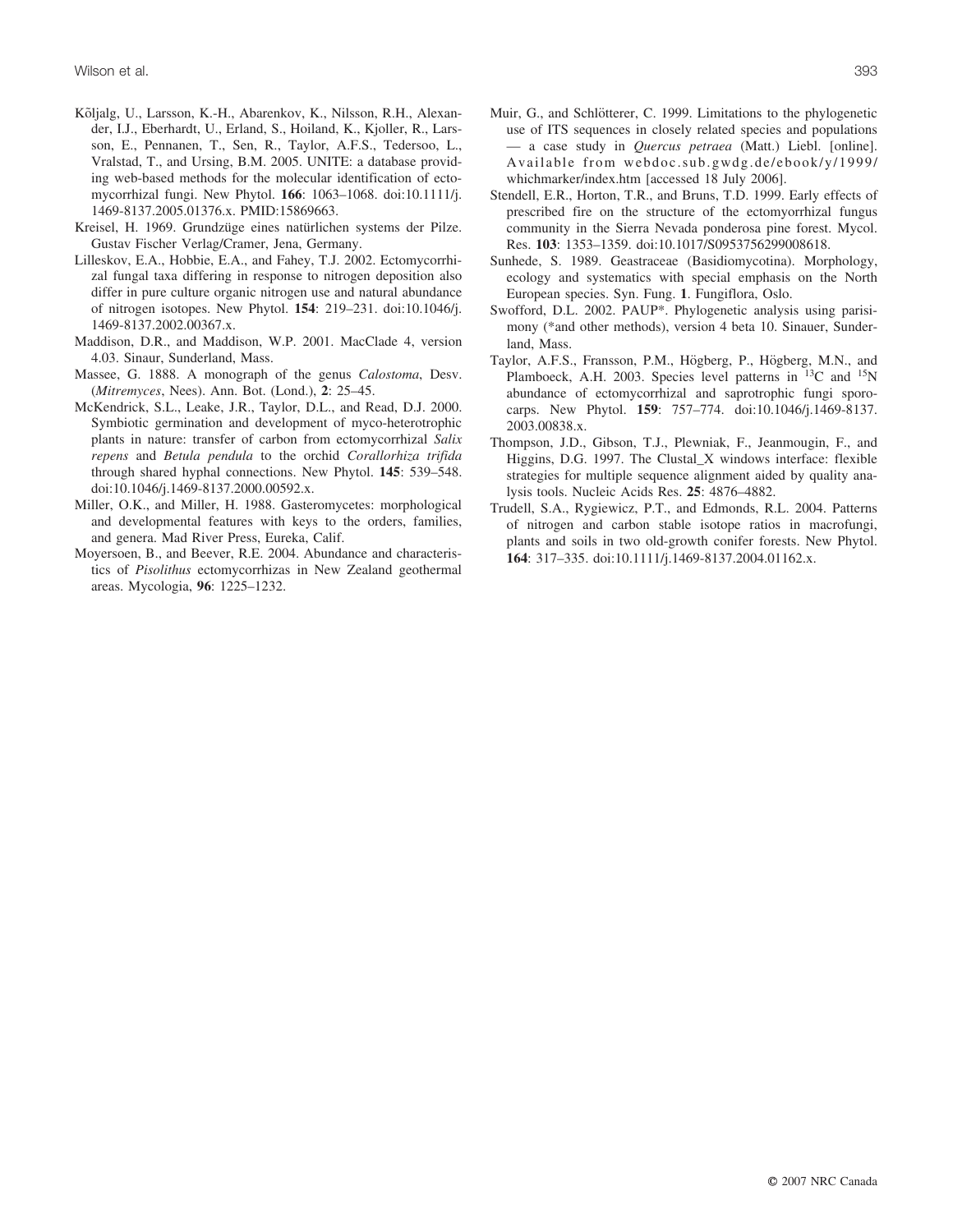Kõljalg, U., Larsson, K.-H., Abarenkov, K., Nilsson, R.H., Alexander, I.J., Eberhardt, U., Erland, S., Hoiland, K., Kjoller, R., Larsson, E., Pennanen, T., Sen, R., Taylor, A.F.S., Tedersoo, L., Vralstad, T., and Ursing, B.M. 2005. UNITE: a database providing web-based methods for the molecular identification of ectomycorrhizal fungi. New Phytol. **166**: 1063–1068. doi:10.1111/j.1469-8137.2005.01376.x. PMID:15869663.

Kreisel, H. 1969. Grundzüge eines natürlichen systems der Pilze. Gustav Fischer Verlag/Cramer, Jena, Germany.

Lilleskov, E.A., Hobbie, E.A., and Fahey, T.J. 2002. Ectomycorrhizal fungal taxa differing in response to nitrogen deposition also differ in pure culture organic nitrogen use and natural abundance of nitrogen isotopes. New Phytol. **154**: 219–231. doi:10.1046/j.1469-8137.2002.00367.x.

Maddison, D.R., and Maddison, W.P. 2001. MacClade 4, version 4.03. Sinaur, Sunderland, Mass.

Massee, G. 1888. A monograph of the genus *Calostoma*, Desv. (*Mitremyces*, Nees). Ann. Bot. (Lond.), **2**: 25–45.

McKendrick, S.L., Leake, J.R., Taylor, D.L., and Read, D.J. 2000. Symbiotic germination and development of myco-heterotrophic plants in nature: transfer of carbon from ectomycorrhizal *Salix repens* and *Betula pendula* to the orchid *Corallorhiza trifida* through shared hyphal connections. New Phytol. **145**: 539–548. doi:10.1046/j.1469-8137.2000.00592.x.

Miller, O.K., and Miller, H. 1988. Gasteromycetes: morphological and developmental features with keys to the orders, families, and genera. Mad River Press, Eureka, Calif.

Moyersoen, B., and Beever, R.E. 2004. Abundance and characteristics of *Pisolithus* ectomycorrhizas in New Zealand geothermal areas. Mycologia, **96**: 1225–1232.

Muir, G., and Schlötterer, C. 1999. Limitations to the phylogenetic use of ITS sequences in closely related species and populations — a case study in *Quercus petraea* (Matt.) Liebl. [online]. Available from webdoc.sub.gwdg.de/ebook/y/1999/whichmarker/index.htm [accessed 18 July 2006].

Stendell, E.R., Horton, T.R., and Bruns, T.D. 1999. Early effects of prescribed fire on the structure of the ectomyorrhizal fungus community in the Sierra Nevada ponderosa pine forest. Mycol. Res. **103**: 1353–1359. doi:10.1017/S0953756299008618.

Sunhede, S. 1989. Geastraceae (Basidiomycotina). Morphology, ecology and systematics with special emphasis on the North European species. Syn. Fung. **1**. Fungiflora, Oslo.

Swofford, D.L. 2002. PAUP*. Phylogenetic analysis using parisimony (*and other methods), version 4 beta 10. Sinauer, Sunderland, Mass.

Taylor, A.F.S., Fransson, P.M., Högberg, P., Högberg, M.N., and Plamboeck, A.H. 2003. Species level patterns in $^{13}C$ and $^{15}N$ abundance of ectomycorrhizal and saprotrophic fungi sporocarps. New Phytol. **159**: 757–774. doi:10.1046/j.1469-8137.2003.00838.x.

Thompson, J.D., Gibson, T.J., Plewniak, F., Jeanmougin, F., and Higgins, D.G. 1997. The Clustal_X windows interface: flexible strategies for multiple sequence alignment aided by quality analysis tools. Nucleic Acids Res. **25**: 4876–4882.

Trudell, S.A., Rygiewicz, P.T., and Edmonds, R.L. 2004. Patterns of nitrogen and carbon stable isotope ratios in macrofungi, plants and soils in two old-growth conifer forests. New Phytol. **164**: 317–335. doi:10.1111/j.1469-8137.2004.01162.x.